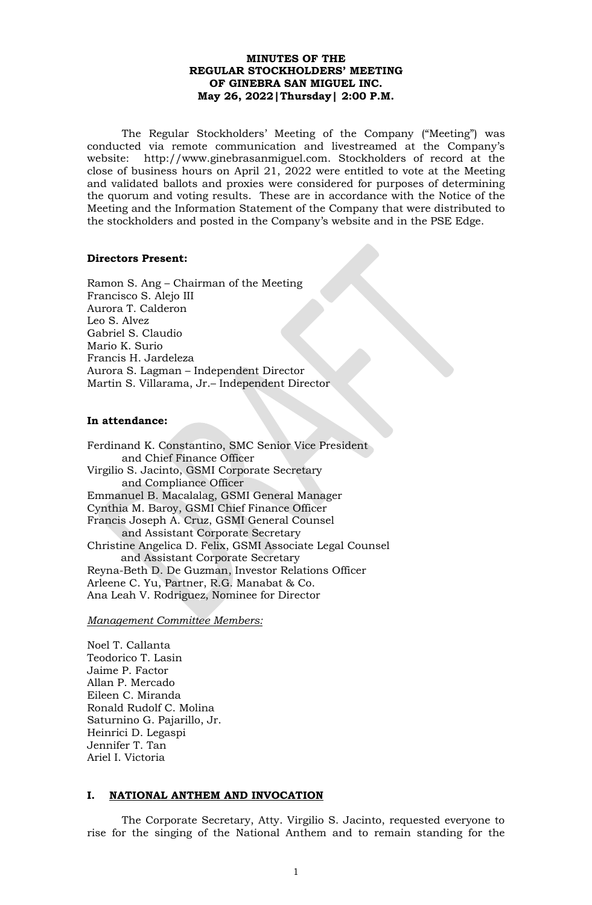**MINUTES OF THE**
**REGULAR STOCKHOLDERS' MEETING**
**OF GINEBRA SAN MIGUEL INC.**
**May 26, 2022|Thursday| 2:00 P.M.**

The Regular Stockholders' Meeting of the Company ("Meeting") was conducted via remote communication and livestreamed at the Company's website: http://www.ginebrasanmiguel.com. Stockholders of record at the close of business hours on April 21, 2022 were entitled to vote at the Meeting and validated ballots and proxies were considered for purposes of determining the quorum and voting results. These are in accordance with the Notice of the Meeting and the Information Statement of the Company that were distributed to the stockholders and posted in the Company's website and in the PSE Edge.

**Directors Present:**

Ramon S. Ang – Chairman of the Meeting
Francisco S. Alejo III
Aurora T. Calderon
Leo S. Alvez
Gabriel S. Claudio
Mario K. Surio
Francis H. Jardeleza
Aurora S. Lagman – Independent Director
Martin S. Villarama, Jr.– Independent Director

**In attendance:**

Ferdinand K. Constantino, SMC Senior Vice President and Chief Finance Officer
Virgilio S. Jacinto, GSMI Corporate Secretary and Compliance Officer
Emmanuel B. Macalalag, GSMI General Manager
Cynthia M. Baroy, GSMI Chief Finance Officer
Francis Joseph A. Cruz, GSMI General Counsel and Assistant Corporate Secretary
Christine Angelica D. Felix, GSMI Associate Legal Counsel and Assistant Corporate Secretary
Reyna-Beth D. De Guzman, Investor Relations Officer
Arleene C. Yu, Partner, R.G. Manabat & Co.
Ana Leah V. Rodriguez, Nominee for Director

*Management Committee Members:*

Noel T. Callanta
Teodorico T. Lasin
Jaime P. Factor
Allan P. Mercado
Eileen C. Miranda
Ronald Rudolf C. Molina
Saturnino G. Pajarillo, Jr.
Heinrici D. Legaspi
Jennifer T. Tan
Ariel I. Victoria

## I. NATIONAL ANTHEM AND INVOCATION

The Corporate Secretary, Atty. Virgilio S. Jacinto, requested everyone to rise for the singing of the National Anthem and to remain standing for the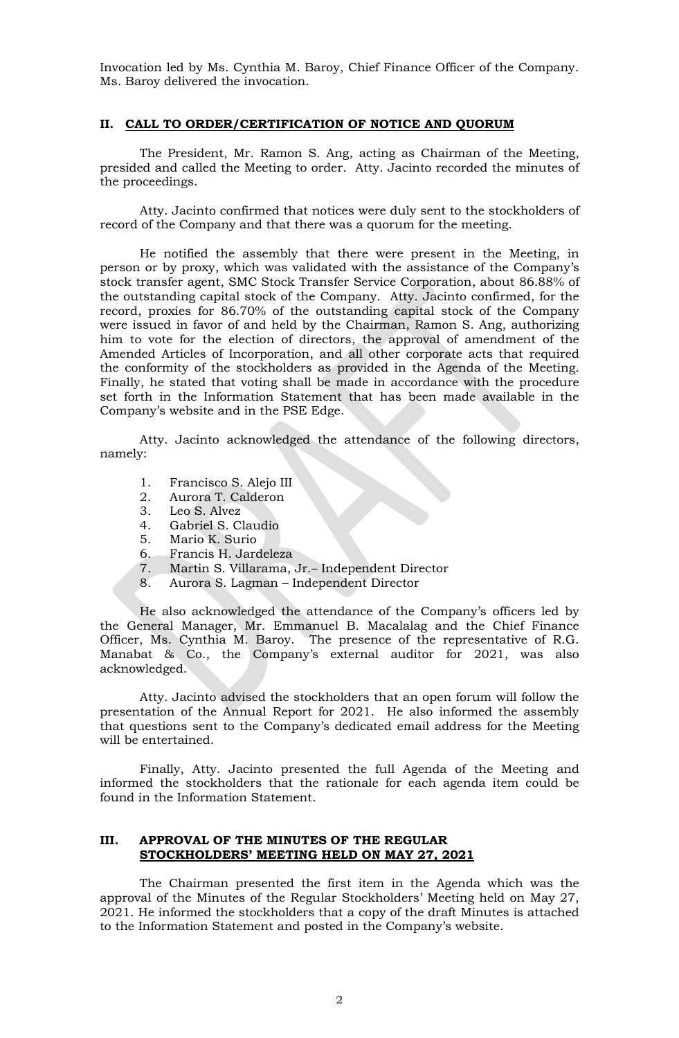Invocation led by Ms. Cynthia M. Baroy, Chief Finance Officer of the Company. Ms. Baroy delivered the invocation.

## II. CALL TO ORDER/CERTIFICATION OF NOTICE AND QUORUM

The President, Mr. Ramon S. Ang, acting as Chairman of the Meeting, presided and called the Meeting to order. Atty. Jacinto recorded the minutes of the proceedings.

Atty. Jacinto confirmed that notices were duly sent to the stockholders of record of the Company and that there was a quorum for the meeting.

He notified the assembly that there were present in the Meeting, in person or by proxy, which was validated with the assistance of the Company's stock transfer agent, SMC Stock Transfer Service Corporation, about 86.88% of the outstanding capital stock of the Company. Atty. Jacinto confirmed, for the record, proxies for 86.70% of the outstanding capital stock of the Company were issued in favor of and held by the Chairman, Ramon S. Ang, authorizing him to vote for the election of directors, the approval of amendment of the Amended Articles of Incorporation, and all other corporate acts that required the conformity of the stockholders as provided in the Agenda of the Meeting. Finally, he stated that voting shall be made in accordance with the procedure set forth in the Information Statement that has been made available in the Company's website and in the PSE Edge.

Atty. Jacinto acknowledged the attendance of the following directors, namely:

1. Francisco S. Alejo III
2. Aurora T. Calderon
3. Leo S. Alvez
4. Gabriel S. Claudio
5. Mario K. Surio
6. Francis H. Jardeleza
7. Martin S. Villarama, Jr.– Independent Director
8. Aurora S. Lagman – Independent Director

He also acknowledged the attendance of the Company's officers led by the General Manager, Mr. Emmanuel B. Macalalag and the Chief Finance Officer, Ms. Cynthia M. Baroy. The presence of the representative of R.G. Manabat & Co., the Company's external auditor for 2021, was also acknowledged.

Atty. Jacinto advised the stockholders that an open forum will follow the presentation of the Annual Report for 2021. He also informed the assembly that questions sent to the Company's dedicated email address for the Meeting will be entertained.

Finally, Atty. Jacinto presented the full Agenda of the Meeting and informed the stockholders that the rationale for each agenda item could be found in the Information Statement.

## III. APPROVAL OF THE MINUTES OF THE REGULAR STOCKHOLDERS' MEETING HELD ON MAY 27, 2021

The Chairman presented the first item in the Agenda which was the approval of the Minutes of the Regular Stockholders' Meeting held on May 27, 2021. He informed the stockholders that a copy of the draft Minutes is attached to the Information Statement and posted in the Company's website.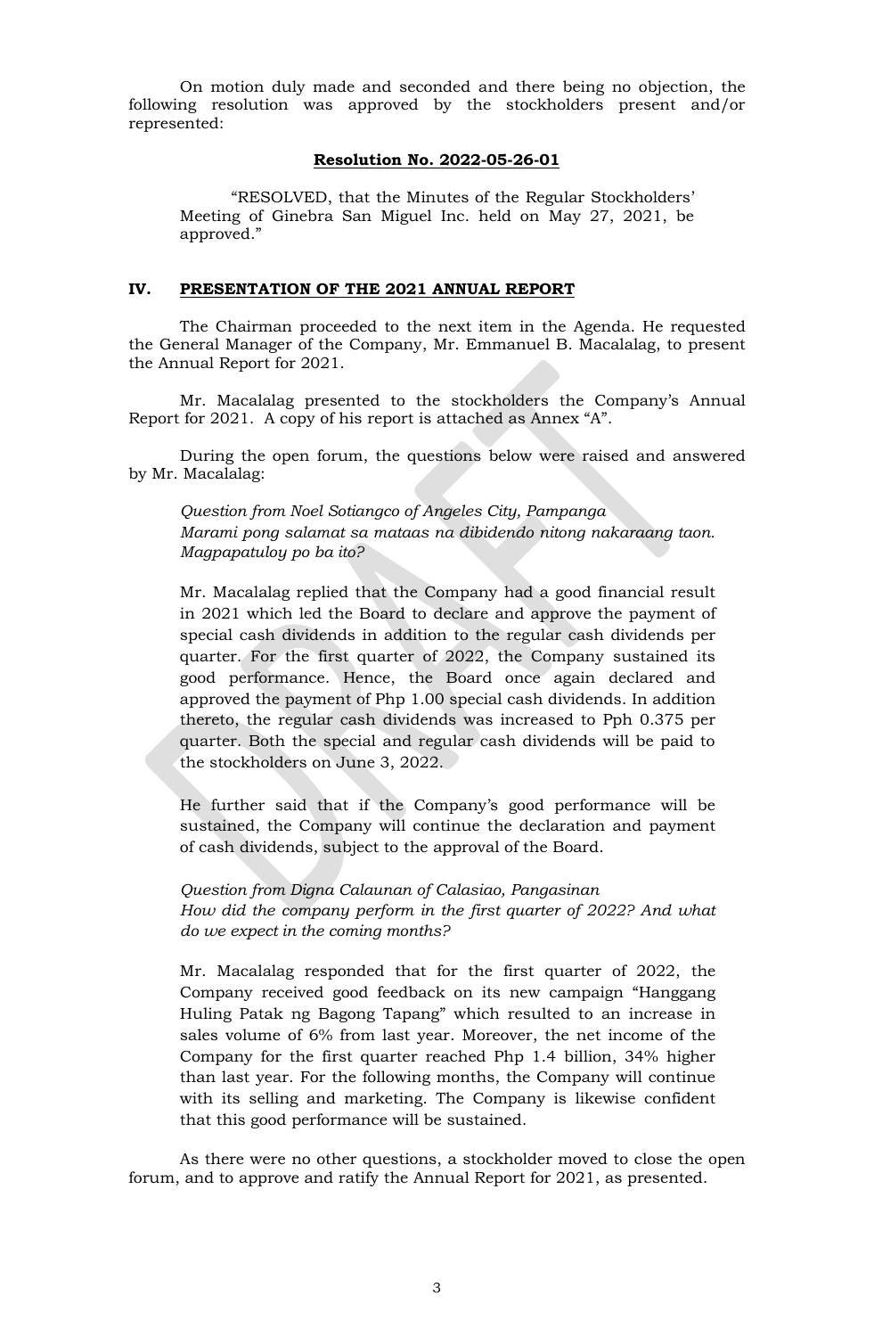On motion duly made and seconded and there being no objection, the following resolution was approved by the stockholders present and/or represented:

**Resolution No. 2022-05-26-01**

"RESOLVED, that the Minutes of the Regular Stockholders' Meeting of Ginebra San Miguel Inc. held on May 27, 2021, be approved."

## IV. PRESENTATION OF THE 2021 ANNUAL REPORT

The Chairman proceeded to the next item in the Agenda. He requested the General Manager of the Company, Mr. Emmanuel B. Macalalag, to present the Annual Report for 2021.

Mr. Macalalag presented to the stockholders the Company's Annual Report for 2021. A copy of his report is attached as Annex "A".

During the open forum, the questions below were raised and answered by Mr. Macalalag:

*Question from Noel Sotiangco of Angeles City, Pampanga*
*Marami pong salamat sa mataas na dibidendo nitong nakaraang taon. Magpapatuloy po ba ito?*

Mr. Macalalag replied that the Company had a good financial result in 2021 which led the Board to declare and approve the payment of special cash dividends in addition to the regular cash dividends per quarter. For the first quarter of 2022, the Company sustained its good performance. Hence, the Board once again declared and approved the payment of Php 1.00 special cash dividends. In addition thereto, the regular cash dividends was increased to Pph 0.375 per quarter. Both the special and regular cash dividends will be paid to the stockholders on June 3, 2022.

He further said that if the Company's good performance will be sustained, the Company will continue the declaration and payment of cash dividends, subject to the approval of the Board.

*Question from Digna Calaunan of Calasiao, Pangasinan*
*How did the company perform in the first quarter of 2022? And what do we expect in the coming months?*

Mr. Macalalag responded that for the first quarter of 2022, the Company received good feedback on its new campaign "Hanggang Huling Patak ng Bagong Tapang" which resulted to an increase in sales volume of 6% from last year. Moreover, the net income of the Company for the first quarter reached Php 1.4 billion, 34% higher than last year. For the following months, the Company will continue with its selling and marketing. The Company is likewise confident that this good performance will be sustained.

As there were no other questions, a stockholder moved to close the open forum, and to approve and ratify the Annual Report for 2021, as presented.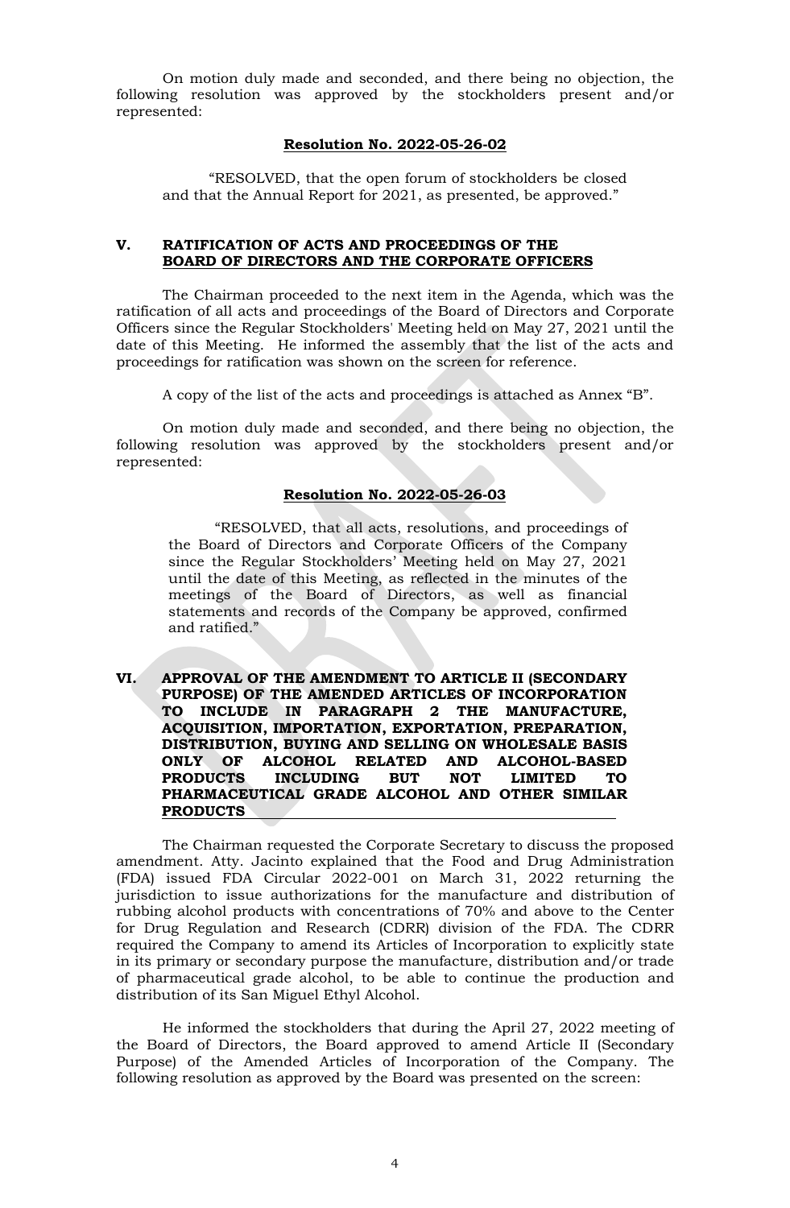On motion duly made and seconded, and there being no objection, the following resolution was approved by the stockholders present and/or represented:

**Resolution No. 2022-05-26-02**

"RESOLVED, that the open forum of stockholders be closed and that the Annual Report for 2021, as presented, be approved."

## V. RATIFICATION OF ACTS AND PROCEEDINGS OF THE BOARD OF DIRECTORS AND THE CORPORATE OFFICERS

The Chairman proceeded to the next item in the Agenda, which was the ratification of all acts and proceedings of the Board of Directors and Corporate Officers since the Regular Stockholders' Meeting held on May 27, 2021 until the date of this Meeting. He informed the assembly that the list of the acts and proceedings for ratification was shown on the screen for reference.

A copy of the list of the acts and proceedings is attached as Annex "B".

On motion duly made and seconded, and there being no objection, the following resolution was approved by the stockholders present and/or represented:

**Resolution No. 2022-05-26-03**

"RESOLVED, that all acts, resolutions, and proceedings of the Board of Directors and Corporate Officers of the Company since the Regular Stockholders' Meeting held on May 27, 2021 until the date of this Meeting, as reflected in the minutes of the meetings of the Board of Directors, as well as financial statements and records of the Company be approved, confirmed and ratified."

## VI. APPROVAL OF THE AMENDMENT TO ARTICLE II (SECONDARY PURPOSE) OF THE AMENDED ARTICLES OF INCORPORATION TO INCLUDE IN PARAGRAPH 2 THE MANUFACTURE, ACQUISITION, IMPORTATION, EXPORTATION, PREPARATION, DISTRIBUTION, BUYING AND SELLING ON WHOLESALE BASIS ONLY OF ALCOHOL RELATED AND ALCOHOL-BASED PRODUCTS INCLUDING BUT NOT LIMITED TO PHARMACEUTICAL GRADE ALCOHOL AND OTHER SIMILAR PRODUCTS

The Chairman requested the Corporate Secretary to discuss the proposed amendment. Atty. Jacinto explained that the Food and Drug Administration (FDA) issued FDA Circular 2022-001 on March 31, 2022 returning the jurisdiction to issue authorizations for the manufacture and distribution of rubbing alcohol products with concentrations of 70% and above to the Center for Drug Regulation and Research (CDRR) division of the FDA. The CDRR required the Company to amend its Articles of Incorporation to explicitly state in its primary or secondary purpose the manufacture, distribution and/or trade of pharmaceutical grade alcohol, to be able to continue the production and distribution of its San Miguel Ethyl Alcohol.

He informed the stockholders that during the April 27, 2022 meeting of the Board of Directors, the Board approved to amend Article II (Secondary Purpose) of the Amended Articles of Incorporation of the Company. The following resolution as approved by the Board was presented on the screen: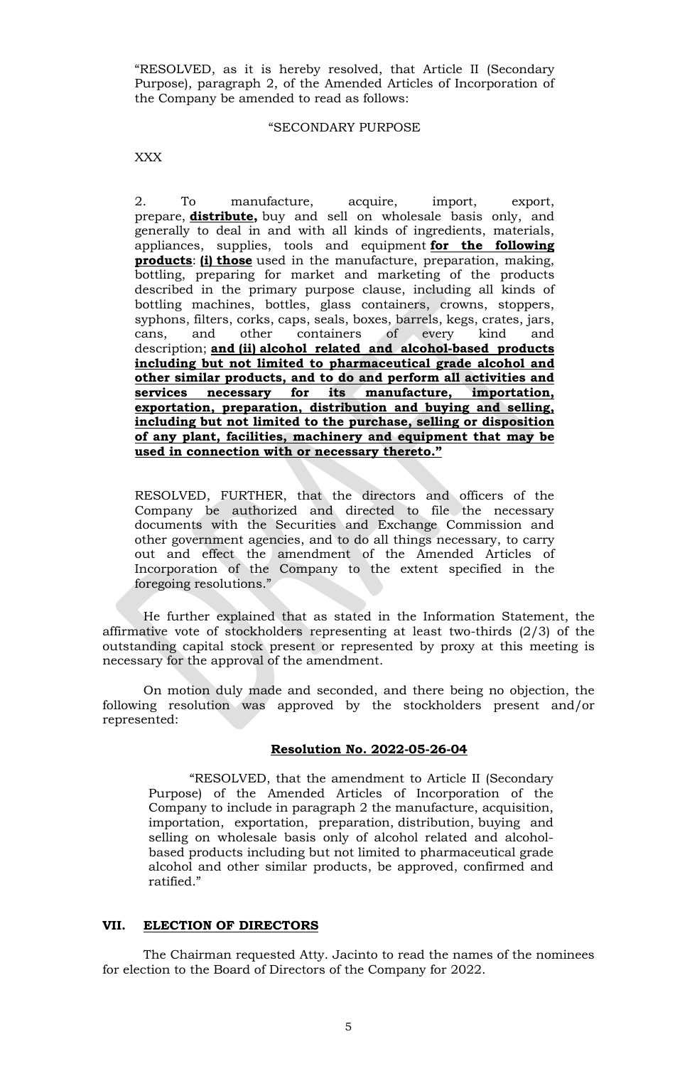"RESOLVED, as it is hereby resolved, that Article II (Secondary Purpose), paragraph 2, of the Amended Articles of Incorporation of the Company be amended to read as follows:

"SECONDARY PURPOSE

XXX

2. To manufacture, acquire, import, export, prepare, **<u>distribute,</u>** buy and sell on wholesale basis only, and generally to deal in and with all kinds of ingredients, materials, appliances, supplies, tools and equipment **<u>for the following products</u>**: **<u>(i) those</u>** used in the manufacture, preparation, making, bottling, preparing for market and marketing of the products described in the primary purpose clause, including all kinds of bottling machines, bottles, glass containers, crowns, stoppers, syphons, filters, corks, caps, seals, boxes, barrels, kegs, crates, jars, cans, and other containers of every kind and description; **<u>and (ii) alcohol related and alcohol-based products including but not limited to pharmaceutical grade alcohol and other similar products, and to do and perform all activities and services necessary for its manufacture, importation, exportation, preparation, distribution and buying and selling, including but not limited to the purchase, selling or disposition of any plant, facilities, machinery and equipment that may be used in connection with or necessary thereto."</u>**

RESOLVED, FURTHER, that the directors and officers of the Company be authorized and directed to file the necessary documents with the Securities and Exchange Commission and other government agencies, and to do all things necessary, to carry out and effect the amendment of the Amended Articles of Incorporation of the Company to the extent specified in the foregoing resolutions."

He further explained that as stated in the Information Statement, the affirmative vote of stockholders representing at least two-thirds (2/3) of the outstanding capital stock present or represented by proxy at this meeting is necessary for the approval of the amendment.

On motion duly made and seconded, and there being no objection, the following resolution was approved by the stockholders present and/or represented:

**<u>Resolution No. 2022-05-26-04</u>**

"RESOLVED, that the amendment to Article II (Secondary Purpose) of the Amended Articles of Incorporation of the Company to include in paragraph 2 the manufacture, acquisition, importation, exportation, preparation, distribution, buying and selling on wholesale basis only of alcohol related and alcohol-based products including but not limited to pharmaceutical grade alcohol and other similar products, be approved, confirmed and ratified."

## VII. <u>ELECTION OF DIRECTORS</u>

The Chairman requested Atty. Jacinto to read the names of the nominees for election to the Board of Directors of the Company for 2022.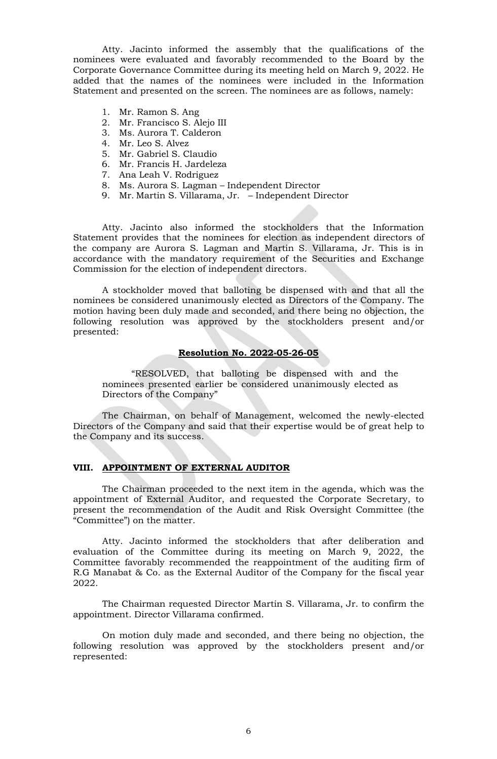Atty. Jacinto informed the assembly that the qualifications of the nominees were evaluated and favorably recommended to the Board by the Corporate Governance Committee during its meeting held on March 9, 2022. He added that the names of the nominees were included in the Information Statement and presented on the screen. The nominees are as follows, namely:

1. Mr. Ramon S. Ang
2. Mr. Francisco S. Alejo III
3. Ms. Aurora T. Calderon
4. Mr. Leo S. Alvez
5. Mr. Gabriel S. Claudio
6. Mr. Francis H. Jardeleza
7. Ana Leah V. Rodriguez
8. Ms. Aurora S. Lagman – Independent Director
9. Mr. Martin S. Villarama, Jr. – Independent Director

Atty. Jacinto also informed the stockholders that the Information Statement provides that the nominees for election as independent directors of the company are Aurora S. Lagman and Martin S. Villarama, Jr. This is in accordance with the mandatory requirement of the Securities and Exchange Commission for the election of independent directors.

A stockholder moved that balloting be dispensed with and that all the nominees be considered unanimously elected as Directors of the Company. The motion having been duly made and seconded, and there being no objection, the following resolution was approved by the stockholders present and/or presented:

**Resolution No. 2022-05-26-05**

> "RESOLVED, that balloting be dispensed with and the nominees presented earlier be considered unanimously elected as Directors of the Company"

The Chairman, on behalf of Management, welcomed the newly-elected Directors of the Company and said that their expertise would be of great help to the Company and its success.

## VIII. APPOINTMENT OF EXTERNAL AUDITOR

The Chairman proceeded to the next item in the agenda, which was the appointment of External Auditor, and requested the Corporate Secretary, to present the recommendation of the Audit and Risk Oversight Committee (the "Committee") on the matter.

Atty. Jacinto informed the stockholders that after deliberation and evaluation of the Committee during its meeting on March 9, 2022, the Committee favorably recommended the reappointment of the auditing firm of R.G Manabat & Co. as the External Auditor of the Company for the fiscal year 2022.

The Chairman requested Director Martin S. Villarama, Jr. to confirm the appointment. Director Villarama confirmed.

On motion duly made and seconded, and there being no objection, the following resolution was approved by the stockholders present and/or represented: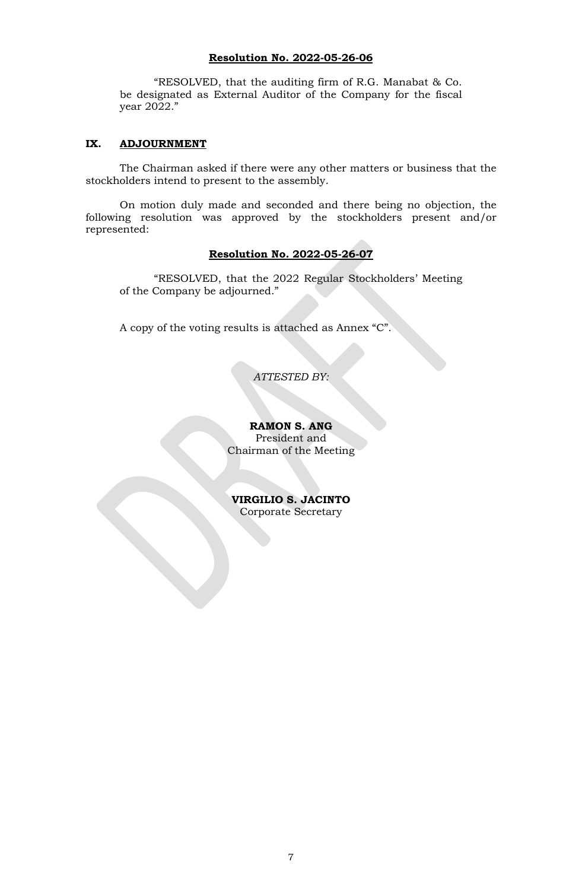**Resolution No. 2022-05-26-06**

> "RESOLVED, that the auditing firm of R.G. Manabat & Co. be designated as External Auditor of the Company for the fiscal year 2022."

## IX. ADJOURNMENT

The Chairman asked if there were any other matters or business that the stockholders intend to present to the assembly.

On motion duly made and seconded and there being no objection, the following resolution was approved by the stockholders present and/or represented:

**Resolution No. 2022-05-26-07**

> "RESOLVED, that the 2022 Regular Stockholders' Meeting of the Company be adjourned."

A copy of the voting results is attached as Annex "C".

*ATTESTED BY:*

**RAMON S. ANG**
President and
Chairman of the Meeting

**VIRGILIO S. JACINTO**
Corporate Secretary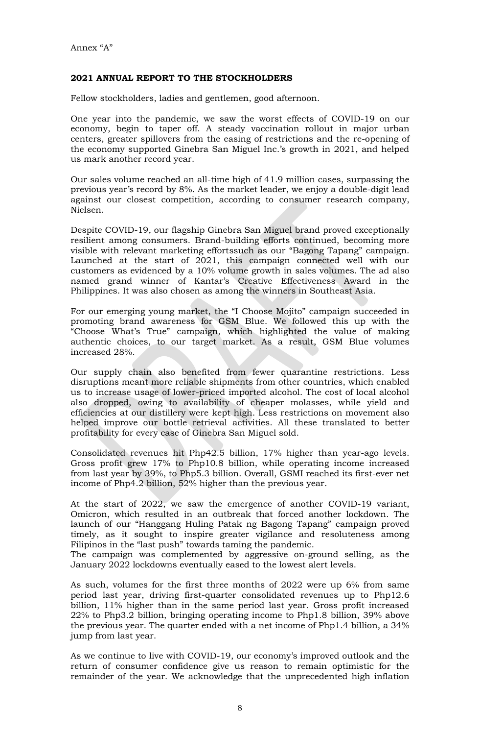Annex "A"

**2021 ANNUAL REPORT TO THE STOCKHOLDERS**

Fellow stockholders, ladies and gentlemen, good afternoon.

One year into the pandemic, we saw the worst effects of COVID-19 on our economy, begin to taper off. A steady vaccination rollout in major urban centers, greater spillovers from the easing of restrictions and the re-opening of the economy supported Ginebra San Miguel Inc.'s growth in 2021, and helped us mark another record year.

Our sales volume reached an all-time high of 41.9 million cases, surpassing the previous year's record by 8%. As the market leader, we enjoy a double-digit lead against our closest competition, according to consumer research company, Nielsen.

Despite COVID-19, our flagship Ginebra San Miguel brand proved exceptionally resilient among consumers. Brand-building efforts continued, becoming more visible with relevant marketing effortssuch as our "Bagong Tapang" campaign. Launched at the start of 2021, this campaign connected well with our customers as evidenced by a 10% volume growth in sales volumes. The ad also named grand winner of Kantar's Creative Effectiveness Award in the Philippines. It was also chosen as among the winners in Southeast Asia.

For our emerging young market, the "I Choose Mojito" campaign succeeded in promoting brand awareness for GSM Blue. We followed this up with the "Choose What's True" campaign, which highlighted the value of making authentic choices, to our target market. As a result, GSM Blue volumes increased 28%.

Our supply chain also benefited from fewer quarantine restrictions. Less disruptions meant more reliable shipments from other countries, which enabled us to increase usage of lower-priced imported alcohol. The cost of local alcohol also dropped, owing to availability of cheaper molasses, while yield and efficiencies at our distillery were kept high. Less restrictions on movement also helped improve our bottle retrieval activities. All these translated to better profitability for every case of Ginebra San Miguel sold.

Consolidated revenues hit Php42.5 billion, 17% higher than year-ago levels. Gross profit grew 17% to Php10.8 billion, while operating income increased from last year by 39%, to Php5.3 billion. Overall, GSMI reached its first-ever net income of Php4.2 billion, 52% higher than the previous year.

At the start of 2022, we saw the emergence of another COVID-19 variant, Omicron, which resulted in an outbreak that forced another lockdown. The launch of our "Hanggang Huling Patak ng Bagong Tapang" campaign proved timely, as it sought to inspire greater vigilance and resoluteness among Filipinos in the "last push" towards taming the pandemic.
The campaign was complemented by aggressive on-ground selling, as the January 2022 lockdowns eventually eased to the lowest alert levels.

As such, volumes for the first three months of 2022 were up 6% from same period last year, driving first-quarter consolidated revenues up to Php12.6 billion, 11% higher than in the same period last year. Gross profit increased 22% to Php3.2 billion, bringing operating income to Php1.8 billion, 39% above the previous year. The quarter ended with a net income of Php1.4 billion, a 34% jump from last year.

As we continue to live with COVID-19, our economy's improved outlook and the return of consumer confidence give us reason to remain optimistic for the remainder of the year. We acknowledge that the unprecedented high inflation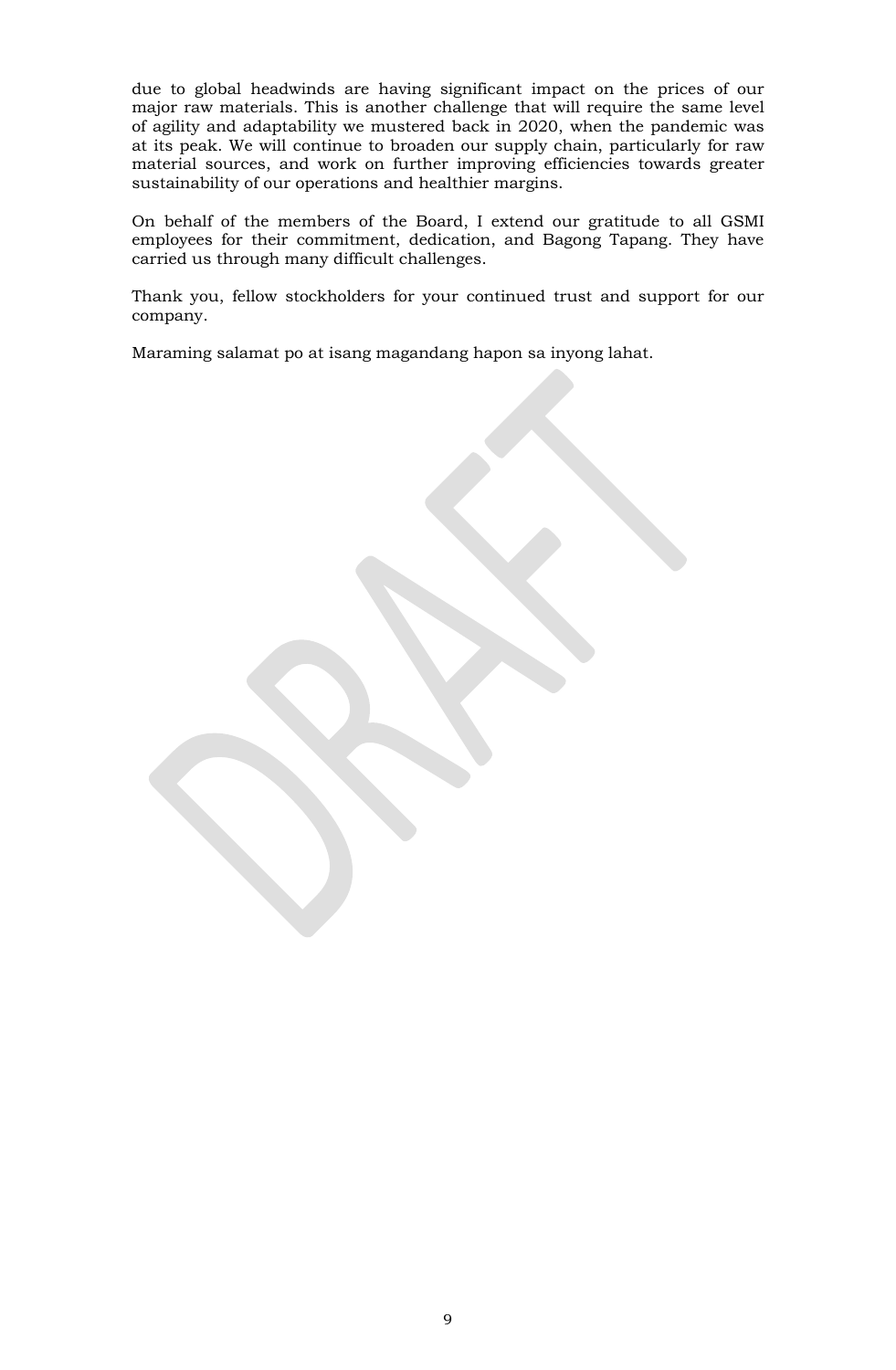due to global headwinds are having significant impact on the prices of our major raw materials. This is another challenge that will require the same level of agility and adaptability we mustered back in 2020, when the pandemic was at its peak. We will continue to broaden our supply chain, particularly for raw material sources, and work on further improving efficiencies towards greater sustainability of our operations and healthier margins.

On behalf of the members of the Board, I extend our gratitude to all GSMI employees for their commitment, dedication, and Bagong Tapang. They have carried us through many difficult challenges.

Thank you, fellow stockholders for your continued trust and support for our company.

Maraming salamat po at isang magandang hapon sa inyong lahat.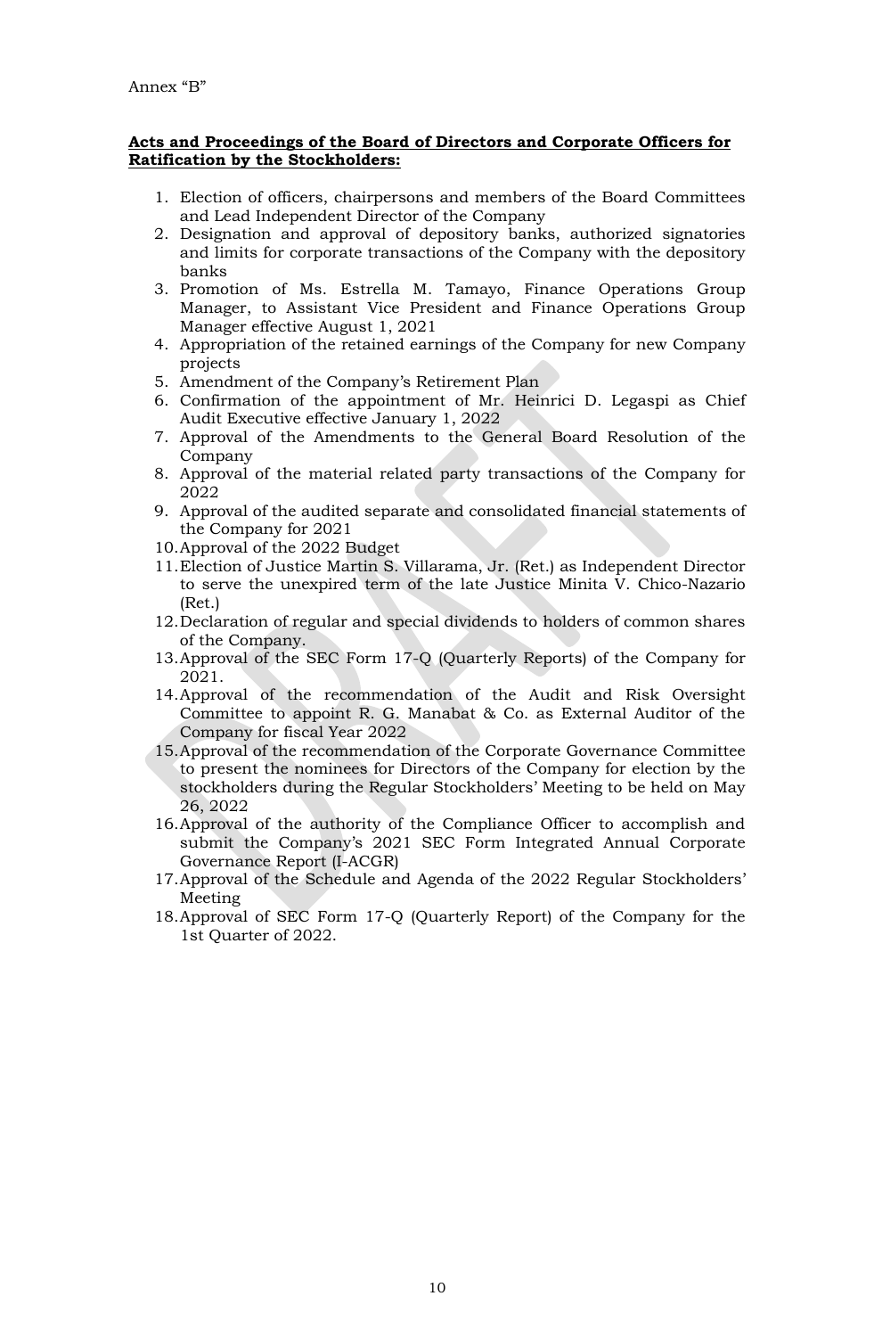Annex "B"

**Acts and Proceedings of the Board of Directors and Corporate Officers for Ratification by the Stockholders:**

1. Election of officers, chairpersons and members of the Board Committees and Lead Independent Director of the Company
2. Designation and approval of depository banks, authorized signatories and limits for corporate transactions of the Company with the depository banks
3. Promotion of Ms. Estrella M. Tamayo, Finance Operations Group Manager, to Assistant Vice President and Finance Operations Group Manager effective August 1, 2021
4. Appropriation of the retained earnings of the Company for new Company projects
5. Amendment of the Company's Retirement Plan
6. Confirmation of the appointment of Mr. Heinrici D. Legaspi as Chief Audit Executive effective January 1, 2022
7. Approval of the Amendments to the General Board Resolution of the Company
8. Approval of the material related party transactions of the Company for 2022
9. Approval of the audited separate and consolidated financial statements of the Company for 2021
10. Approval of the 2022 Budget
11. Election of Justice Martin S. Villarama, Jr. (Ret.) as Independent Director to serve the unexpired term of the late Justice Minita V. Chico-Nazario (Ret.)
12. Declaration of regular and special dividends to holders of common shares of the Company.
13. Approval of the SEC Form 17-Q (Quarterly Reports) of the Company for 2021.
14. Approval of the recommendation of the Audit and Risk Oversight Committee to appoint R. G. Manabat & Co. as External Auditor of the Company for fiscal Year 2022
15. Approval of the recommendation of the Corporate Governance Committee to present the nominees for Directors of the Company for election by the stockholders during the Regular Stockholders' Meeting to be held on May 26, 2022
16. Approval of the authority of the Compliance Officer to accomplish and submit the Company's 2021 SEC Form Integrated Annual Corporate Governance Report (I-ACGR)
17. Approval of the Schedule and Agenda of the 2022 Regular Stockholders' Meeting
18. Approval of SEC Form 17-Q (Quarterly Report) of the Company for the 1st Quarter of 2022.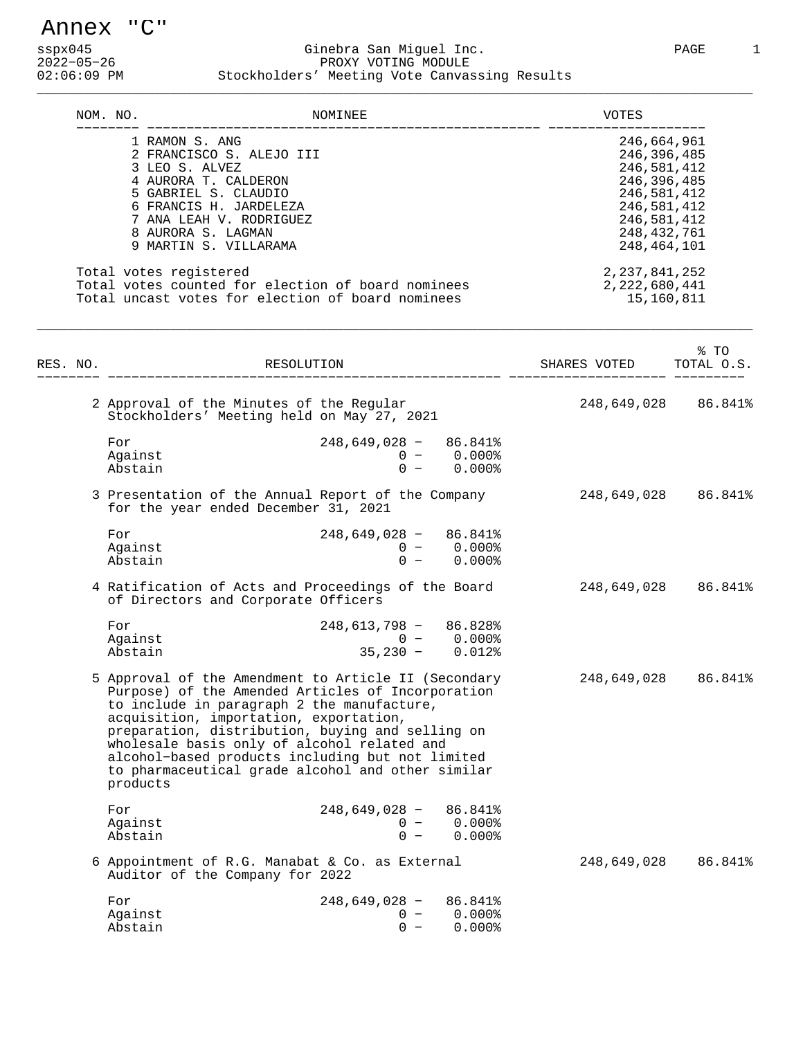# Annex "C"

sspx045
2022-05-26
02:06:09 PM

Ginebra San Miguel Inc.
PROXY VOTING MODULE
Stockholders' Meeting Vote Canvassing Results

| NOM. NO. | NOMINEE | VOTES |
|---|---|---|
| 1 | RAMON S. ANG | 246,664,961 |
| 2 | FRANCISCO S. ALEJO III | 246,396,485 |
| 3 | LEO S. ALVEZ | 246,581,412 |
| 4 | AURORA T. CALDERON | 246,396,485 |
| 5 | GABRIEL S. CLAUDIO | 246,581,412 |
| 6 | FRANCIS H. JARDELEZA | 246,581,412 |
| 7 | ANA LEAH V. RODRIGUEZ | 246,581,412 |
| 8 | AURORA S. LAGMAN | 248,432,761 |
| 9 | MARTIN S. VILLARAMA | 248,464,101 |

| | |
|---|---|
| Total votes registered | 2,237,841,252 |
| Total votes counted for election of board nominees | 2,222,680,441 |
| Total uncast votes for election of board nominees | 15,160,811 |

| RES. NO. | RESOLUTION | SHARES VOTED | % TO TOTAL O.S. |
|---|---|---|---|
| 2 | Approval of the Minutes of the Regular Stockholders' Meeting held on May 27, 2021 | 248,649,028 | 86.841% |
| | For 248,649,028 - 86.841%<br>Against 0 - 0.000%<br>Abstain 0 - 0.000% | | |
| 3 | Presentation of the Annual Report of the Company for the year ended December 31, 2021 | 248,649,028 | 86.841% |
| | For 248,649,028 - 86.841%<br>Against 0 - 0.000%<br>Abstain 0 - 0.000% | | |
| 4 | Ratification of Acts and Proceedings of the Board of Directors and Corporate Officers | 248,649,028 | 86.841% |
| | For 248,613,798 - 86.828%<br>Against 0 - 0.000%<br>Abstain 35,230 - 0.012% | | |
| 5 | Approval of the Amendment to Article II (Secondary Purpose) of the Amended Articles of Incorporation to include in paragraph 2 the manufacture, acquisition, importation, exportation, preparation, distribution, buying and selling on wholesale basis only of alcohol related and alcohol-based products including but not limited to pharmaceutical grade alcohol and other similar products | 248,649,028 | 86.841% |
| | For 248,649,028 - 86.841%<br>Against 0 - 0.000%<br>Abstain 0 - 0.000% | | |
| 6 | Appointment of R.G. Manabat & Co. as External Auditor of the Company for 2022 | 248,649,028 | 86.841% |
| | For 248,649,028 - 86.841%<br>Against 0 - 0.000%<br>Abstain 0 - 0.000% | | |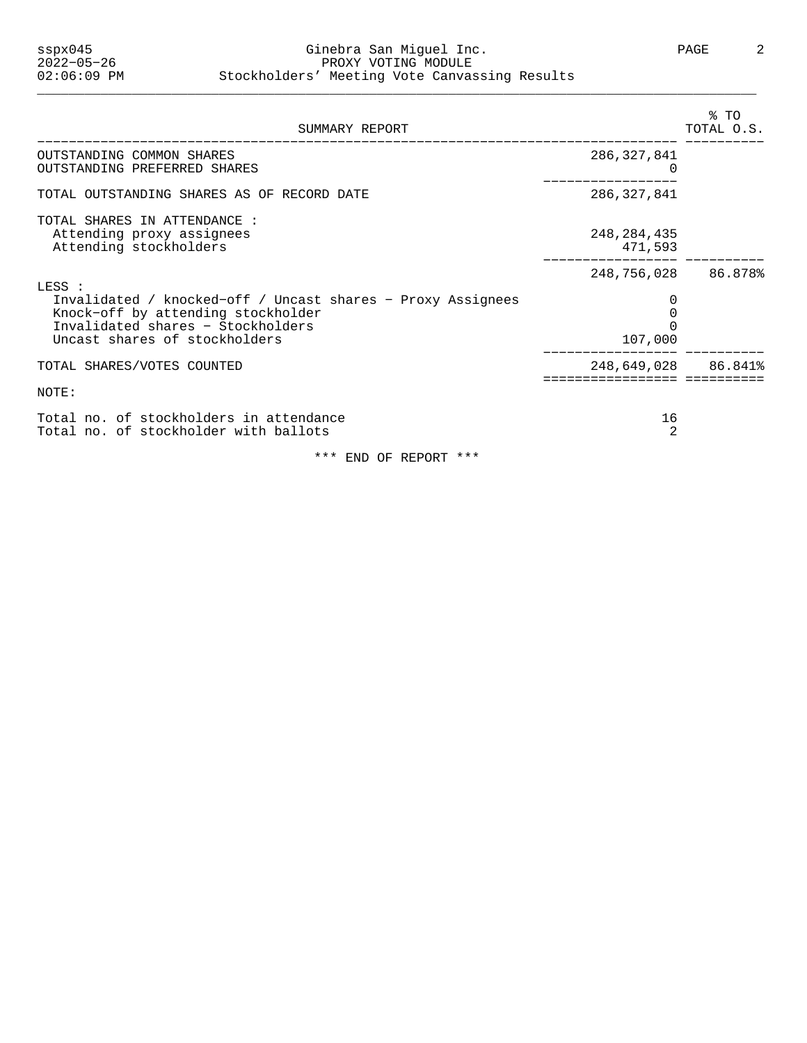Ginebra San Miguel Inc.
PROXY VOTING MODULE
Stockholders' Meeting Vote Canvassing Results

| SUMMARY REPORT | | % TO TOTAL O.S. |
|---|---|---|
| OUTSTANDING COMMON SHARES | 286,327,841 | |
| OUTSTANDING PREFERRED SHARES | 0 | |
| TOTAL OUTSTANDING SHARES AS OF RECORD DATE | 286,327,841 | |
| TOTAL SHARES IN ATTENDANCE : | | |
| Attending proxy assignees | 248,284,435 | |
| Attending stockholders | 471,593 | |
| | 248,756,028 | 86.878% |
| LESS : | | |
| Invalidated / knocked-off / Uncast shares - Proxy Assignees | 0 | |
| Knock-off by attending stockholder | 0 | |
| Invalidated shares - Stockholders | 0 | |
| Uncast shares of stockholders | 107,000 | |
| TOTAL SHARES/VOTES COUNTED | 248,649,028 | 86.841% |

NOTE:

| | |
|---|---|
| Total no. of stockholders in attendance | 16 |
| Total no. of stockholder with ballots | 2 |

*** END OF REPORT ***